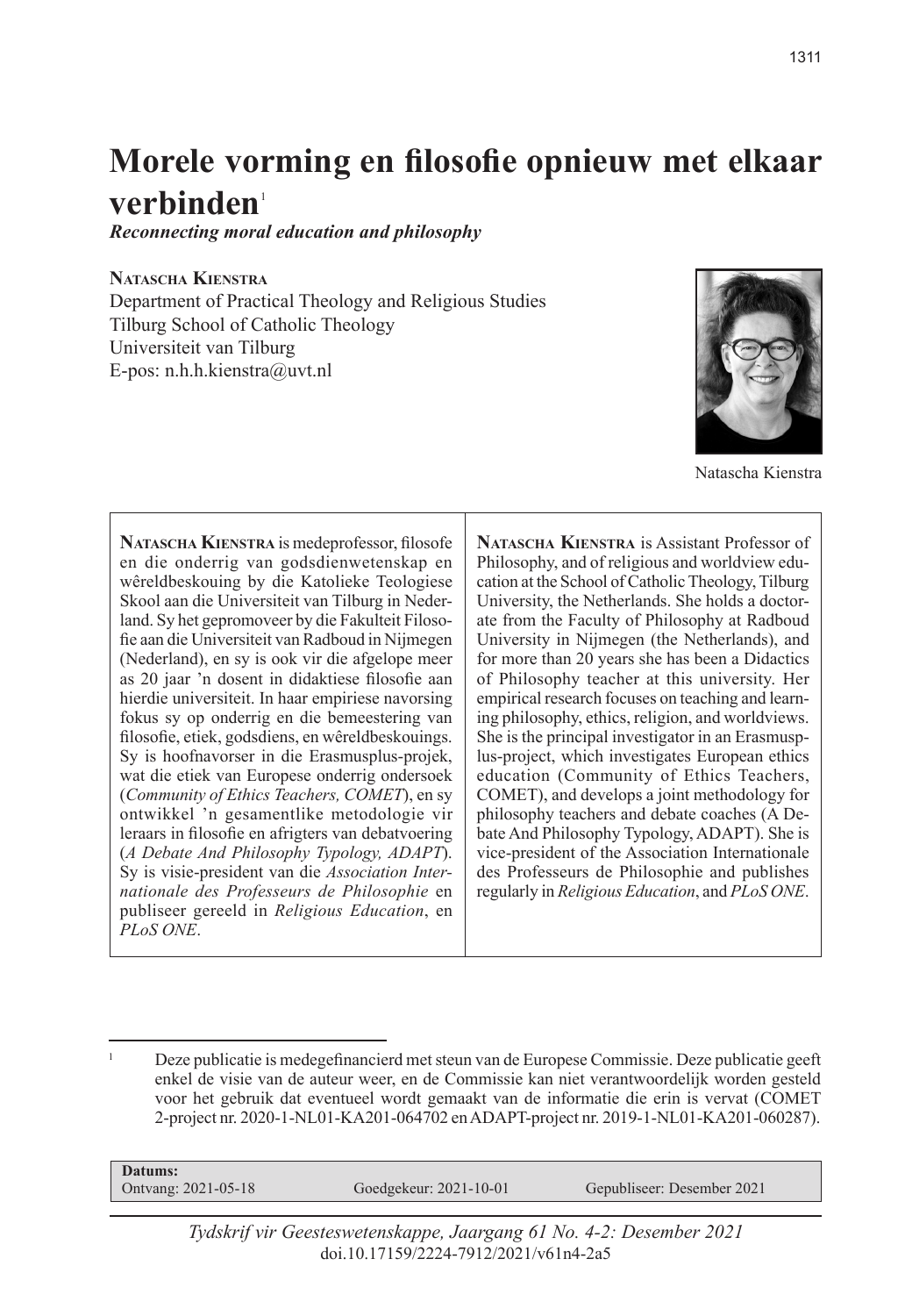# Morele vorming en filosofie opnieuw met elkaar verbinden[1]

***Reconnecting moral education and philosophy***

**Natascha Kienstra**
Department of Practical Theology and Religious Studies
Tilburg School of Catholic Theology
Universiteit van Tilburg
E-pos: n.h.h.kienstra@uvt.nl

Natascha Kienstra

**Natascha Kienstra** is medeprofessor, filosofe en die onderrig van godsdienwetenskap en wêreldbeskouing by die Katolieke Teologiese Skool aan die Universiteit van Tilburg in Nederland. Sy het gepromoveer by die Fakulteit Filosofie aan die Universiteit van Radboud in Nijmegen (Nederland), en sy is ook vir die afgelope meer as 20 jaar 'n dosent in didaktiese filosofie aan hierdie universiteit. In haar empiriese navorsing fokus sy op onderrig en die bemeestering van filosofie, etiek, godsdiens, en wêreldbeskouings. Sy is hoofnavorser in die Erasmusplus-projek, wat die etiek van Europese onderrig ondersoek (*Community of Ethics Teachers, COMET*), en sy ontwikkel 'n gesamentlike metodologie vir leraars in filosofie en afrigters van debatvoering (*A Debate And Philosophy Typology, ADAPT*). Sy is visie-president van die *Association Internationale des Professeurs de Philosophie* en publiseer gereeld in *Religious Education*, en *PLoS ONE*.

**Natascha Kienstra** is Assistant Professor of Philosophy, and of religious and worldview education at the School of Catholic Theology, Tilburg University, the Netherlands. She holds a doctorate from the Faculty of Philosophy at Radboud University in Nijmegen (the Netherlands), and for more than 20 years she has been a Didactics of Philosophy teacher at this university. Her empirical research focuses on teaching and learning philosophy, ethics, religion, and worldviews. She is the principal investigator in an Erasmusplus-project, which investigates European ethics education (Community of Ethics Teachers, COMET), and develops a joint methodology for philosophy teachers and debate coaches (A Debate And Philosophy Typology, ADAPT). She is vice-president of the Association Internationale des Professeurs de Philosophie and publishes regularly in *Religious Education*, and *PLoS ONE*.

[1] Deze publicatie is medegefinancierd met steun van de Europese Commissie. Deze publicatie geeft enkel de visie van de auteur weer, en de Commissie kan niet verantwoordelijk worden gesteld voor het gebruik dat eventueel wordt gemaakt van de informatie die erin is vervat (COMET 2-project nr. 2020-1-NL01-KA201-064702 en ADAPT-project nr. 2019-1-NL01-KA201-060287).

**Datums:**
Ontvang: 2021-05-18 | Goedgekeur: 2021-10-01 | Gepubliseer: Desember 2021

*Tydskrif vir Geesteswetenskappe, Jaargang 61 No. 4-2: Desember 2021*
doi.10.17159/2224-7912/2021/v61n4-2a5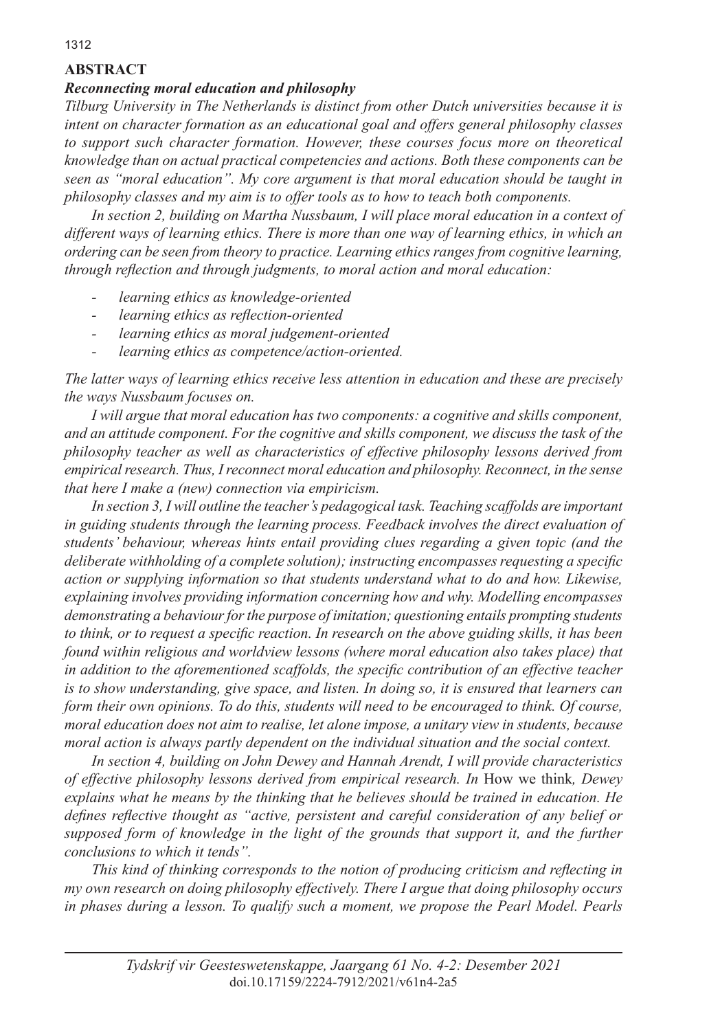## ABSTRACT

### *Reconnecting moral education and philosophy*

*Tilburg University in The Netherlands is distinct from other Dutch universities because it is intent on character formation as an educational goal and offers general philosophy classes to support such character formation. However, these courses focus more on theoretical knowledge than on actual practical competencies and actions. Both these components can be seen as "moral education". My core argument is that moral education should be taught in philosophy classes and my aim is to offer tools as to how to teach both components.*

*In section 2, building on Martha Nussbaum, I will place moral education in a context of different ways of learning ethics. There is more than one way of learning ethics, in which an ordering can be seen from theory to practice. Learning ethics ranges from cognitive learning, through reflection and through judgments, to moral action and moral education:*

- *learning ethics as knowledge-oriented*
- *learning ethics as reflection-oriented*
- *learning ethics as moral judgement-oriented*
- *learning ethics as competence/action-oriented.*

*The latter ways of learning ethics receive less attention in education and these are precisely the ways Nussbaum focuses on.*

*I will argue that moral education has two components: a cognitive and skills component, and an attitude component. For the cognitive and skills component, we discuss the task of the philosophy teacher as well as characteristics of effective philosophy lessons derived from empirical research. Thus, I reconnect moral education and philosophy. Reconnect, in the sense that here I make a (new) connection via empiricism.*

*In section 3, I will outline the teacher's pedagogical task. Teaching scaffolds are important in guiding students through the learning process. Feedback involves the direct evaluation of students' behaviour, whereas hints entail providing clues regarding a given topic (and the deliberate withholding of a complete solution); instructing encompasses requesting a specific action or supplying information so that students understand what to do and how. Likewise, explaining involves providing information concerning how and why. Modelling encompasses demonstrating a behaviour for the purpose of imitation; questioning entails prompting students to think, or to request a specific reaction. In research on the above guiding skills, it has been found within religious and worldview lessons (where moral education also takes place) that in addition to the aforementioned scaffolds, the specific contribution of an effective teacher is to show understanding, give space, and listen. In doing so, it is ensured that learners can form their own opinions. To do this, students will need to be encouraged to think. Of course, moral education does not aim to realise, let alone impose, a unitary view in students, because moral action is always partly dependent on the individual situation and the social context.*

*In section 4, building on John Dewey and Hannah Arendt, I will provide characteristics of effective philosophy lessons derived from empirical research. In* How we think*, Dewey explains what he means by the thinking that he believes should be trained in education. He defines reflective thought as "active, persistent and careful consideration of any belief or supposed form of knowledge in the light of the grounds that support it, and the further conclusions to which it tends".*

*This kind of thinking corresponds to the notion of producing criticism and reflecting in my own research on doing philosophy effectively. There I argue that doing philosophy occurs in phases during a lesson. To qualify such a moment, we propose the Pearl Model. Pearls*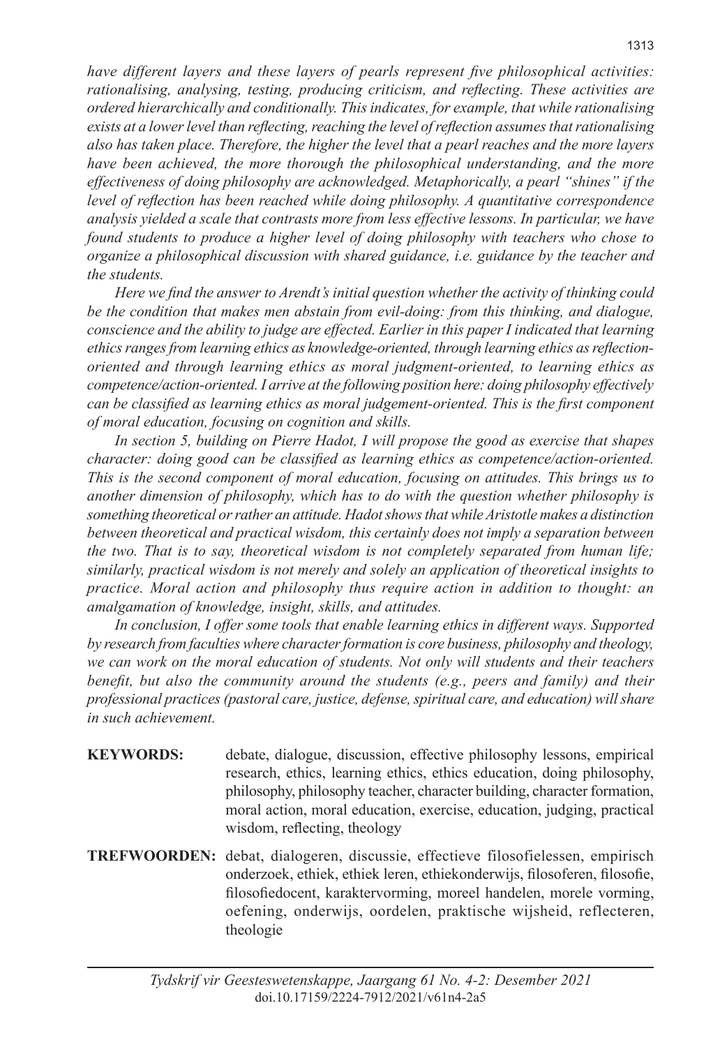*have different layers and these layers of pearls represent five philosophical activities: rationalising, analysing, testing, producing criticism, and reflecting. These activities are ordered hierarchically and conditionally. This indicates, for example, that while rationalising exists at a lower level than reflecting, reaching the level of reflection assumes that rationalising also has taken place. Therefore, the higher the level that a pearl reaches and the more layers have been achieved, the more thorough the philosophical understanding, and the more effectiveness of doing philosophy are acknowledged. Metaphorically, a pearl "shines" if the level of reflection has been reached while doing philosophy. A quantitative correspondence analysis yielded a scale that contrasts more from less effective lessons. In particular, we have found students to produce a higher level of doing philosophy with teachers who chose to organize a philosophical discussion with shared guidance, i.e. guidance by the teacher and the students.*

*Here we find the answer to Arendt's initial question whether the activity of thinking could be the condition that makes men abstain from evil-doing: from this thinking, and dialogue, conscience and the ability to judge are effected. Earlier in this paper I indicated that learning ethics ranges from learning ethics as knowledge-oriented, through learning ethics as reflection-oriented and through learning ethics as moral judgment-oriented, to learning ethics as competence/action-oriented. I arrive at the following position here: doing philosophy effectively can be classified as learning ethics as moral judgement-oriented. This is the first component of moral education, focusing on cognition and skills.*

*In section 5, building on Pierre Hadot, I will propose the good as exercise that shapes character: doing good can be classified as learning ethics as competence/action-oriented. This is the second component of moral education, focusing on attitudes. This brings us to another dimension of philosophy, which has to do with the question whether philosophy is something theoretical or rather an attitude. Hadot shows that while Aristotle makes a distinction between theoretical and practical wisdom, this certainly does not imply a separation between the two. That is to say, theoretical wisdom is not completely separated from human life; similarly, practical wisdom is not merely and solely an application of theoretical insights to practice. Moral action and philosophy thus require action in addition to thought: an amalgamation of knowledge, insight, skills, and attitudes.*

*In conclusion, I offer some tools that enable learning ethics in different ways. Supported by research from faculties where character formation is core business, philosophy and theology, we can work on the moral education of students. Not only will students and their teachers benefit, but also the community around the students (e.g., peers and family) and their professional practices (pastoral care, justice, defense, spiritual care, and education) will share in such achievement.*

**KEYWORDS:** debate, dialogue, discussion, effective philosophy lessons, empirical research, ethics, learning ethics, ethics education, doing philosophy, philosophy, philosophy teacher, character building, character formation, moral action, moral education, exercise, education, judging, practical wisdom, reflecting, theology

**TREFWOORDEN:** debat, dialogeren, discussie, effectieve filosofielessen, empirisch onderzoek, ethiek, ethiek leren, ethiekonderwijs, filosoferen, filosofie, filosofiedocent, karaktervorming, moreel handelen, morele vorming, oefening, onderwijs, oordelen, praktische wijsheid, reflecteren, theologie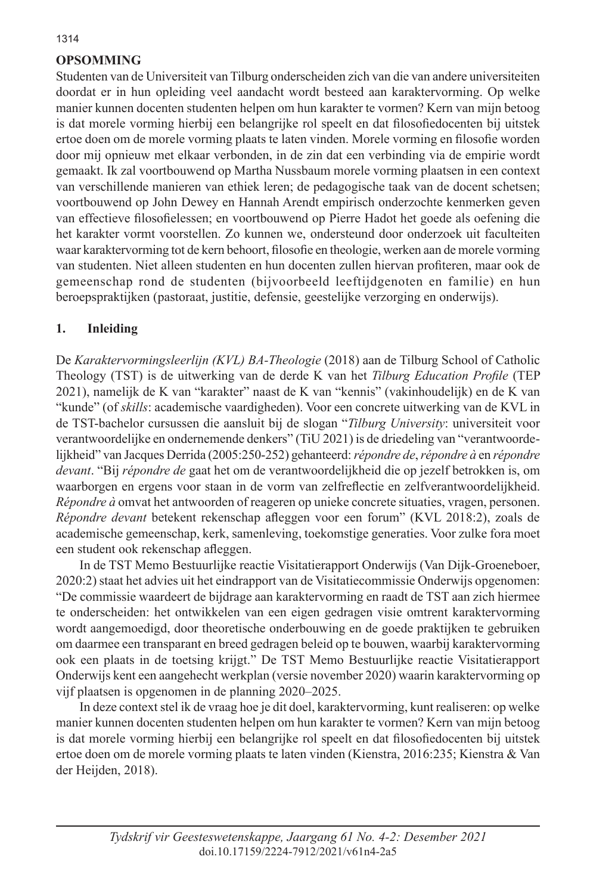## OPSOMMING

Studenten van de Universiteit van Tilburg onderscheiden zich van die van andere universiteiten doordat er in hun opleiding veel aandacht wordt besteed aan karaktervorming. Op welke manier kunnen docenten studenten helpen om hun karakter te vormen? Kern van mijn betoog is dat morele vorming hierbij een belangrijke rol speelt en dat filosofiedocenten bij uitstek ertoe doen om de morele vorming plaats te laten vinden. Morele vorming en filosofie worden door mij opnieuw met elkaar verbonden, in de zin dat een verbinding via de empirie wordt gemaakt. Ik zal voortbouwend op Martha Nussbaum morele vorming plaatsen in een context van verschillende manieren van ethiek leren; de pedagogische taak van de docent schetsen; voortbouwend op John Dewey en Hannah Arendt empirisch onderzochte kenmerken geven van effectieve filosofielessen; en voortbouwend op Pierre Hadot het goede als oefening die het karakter vormt voorstellen. Zo kunnen we, ondersteund door onderzoek uit faculteiten waar karaktervorming tot de kern behoort, filosofie en theologie, werken aan de morele vorming van studenten. Niet alleen studenten en hun docenten zullen hiervan profiteren, maar ook de gemeenschap rond de studenten (bijvoorbeeld leeftijdgenoten en familie) en hun beroepspraktijken (pastoraat, justitie, defensie, geestelijke verzorging en onderwijs).

## 1. Inleiding

De *Karaktervormingsleerlijn (KVL) BA-Theologie* (2018) aan de Tilburg School of Catholic Theology (TST) is de uitwerking van de derde K van het *Tilburg Education Profile* (TEP 2021), namelijk de K van "karakter" naast de K van "kennis" (vakinhoudelijk) en de K van "kunde" (of *skills*: academische vaardigheden). Voor een concrete uitwerking van de KVL in de TST-bachelor cursussen die aansluit bij de slogan "*Tilburg University*: universiteit voor verantwoordelijke en ondernemende denkers" (TiU 2021) is de driedeling van "verantwoordelijkheid" van Jacques Derrida (2005:250-252) gehanteerd: *répondre de*, *répondre à* en *répondre devant*. "Bij *répondre de* gaat het om de verantwoordelijkheid die op jezelf betrokken is, om waarborgen en ergens voor staan in de vorm van zelfreflectie en zelfverantwoordelijkheid. *Répondre à* omvat het antwoorden of reageren op unieke concrete situaties, vragen, personen. *Répondre devant* betekent rekenschap afleggen voor een forum" (KVL 2018:2), zoals de academische gemeenschap, kerk, samenleving, toekomstige generaties. Voor zulke fora moet een student ook rekenschap afleggen.

In de TST Memo Bestuurlijke reactie Visitatierapport Onderwijs (Van Dijk-Groeneboer, 2020:2) staat het advies uit het eindrapport van de Visitatiecommissie Onderwijs opgenomen: "De commissie waardeert de bijdrage aan karaktervorming en raadt de TST aan zich hiermee te onderscheiden: het ontwikkelen van een eigen gedragen visie omtrent karaktervorming wordt aangemoedigd, door theoretische onderbouwing en de goede praktijken te gebruiken om daarmee een transparant en breed gedragen beleid op te bouwen, waarbij karaktervorming ook een plaats in de toetsing krijgt." De TST Memo Bestuurlijke reactie Visitatierapport Onderwijs kent een aangehecht werkplan (versie november 2020) waarin karaktervorming op vijf plaatsen is opgenomen in de planning 2020–2025.

In deze context stel ik de vraag hoe je dit doel, karaktervorming, kunt realiseren: op welke manier kunnen docenten studenten helpen om hun karakter te vormen? Kern van mijn betoog is dat morele vorming hierbij een belangrijke rol speelt en dat filosofiedocenten bij uitstek ertoe doen om de morele vorming plaats te laten vinden (Kienstra, 2016:235; Kienstra & Van der Heijden, 2018).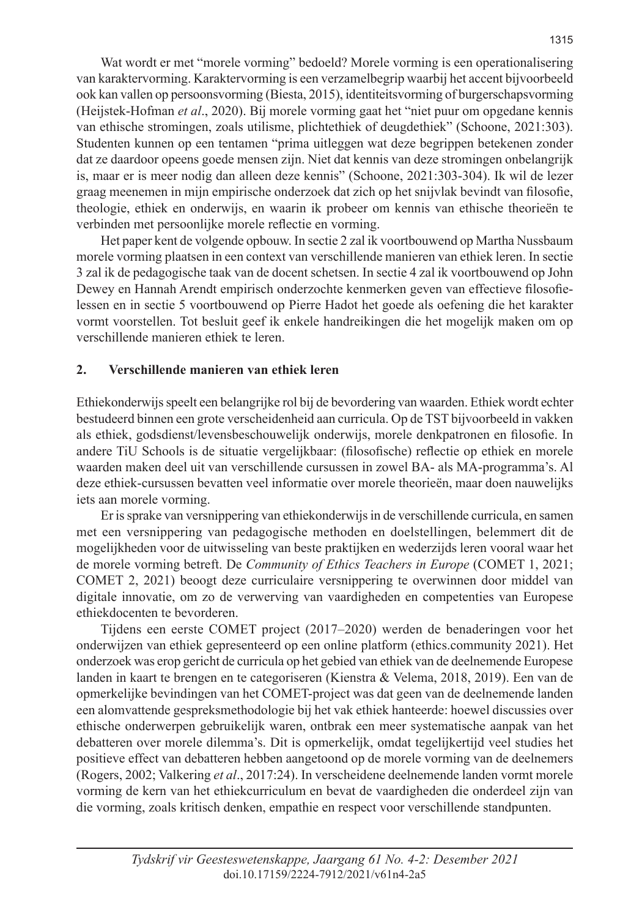Wat wordt er met "morele vorming" bedoeld? Morele vorming is een operationalisering van karaktervorming. Karaktervorming is een verzamelbegrip waarbij het accent bijvoorbeeld ook kan vallen op persoonsvorming (Biesta, 2015), identiteitsvorming of burgerschapsvorming (Heijstek-Hofman *et al*., 2020). Bij morele vorming gaat het "niet puur om opgedane kennis van ethische stromingen, zoals utilisme, plichtethiek of deugdethiek" (Schoone, 2021:303). Studenten kunnen op een tentamen "prima uitleggen wat deze begrippen betekenen zonder dat ze daardoor opeens goede mensen zijn. Niet dat kennis van deze stromingen onbelangrijk is, maar er is meer nodig dan alleen deze kennis" (Schoone, 2021:303-304). Ik wil de lezer graag meenemen in mijn empirische onderzoek dat zich op het snijvlak bevindt van filosofie, theologie, ethiek en onderwijs, en waarin ik probeer om kennis van ethische theorieën te verbinden met persoonlijke morele reflectie en vorming.

Het paper kent de volgende opbouw. In sectie 2 zal ik voortbouwend op Martha Nussbaum morele vorming plaatsen in een context van verschillende manieren van ethiek leren. In sectie 3 zal ik de pedagogische taak van de docent schetsen. In sectie 4 zal ik voortbouwend op John Dewey en Hannah Arendt empirisch onderzochte kenmerken geven van effectieve filosofielessen en in sectie 5 voortbouwend op Pierre Hadot het goede als oefening die het karakter vormt voorstellen. Tot besluit geef ik enkele handreikingen die het mogelijk maken om op verschillende manieren ethiek te leren.

## 2. Verschillende manieren van ethiek leren

Ethiekonderwijs speelt een belangrijke rol bij de bevordering van waarden. Ethiek wordt echter bestudeerd binnen een grote verscheidenheid aan curricula. Op de TST bijvoorbeeld in vakken als ethiek, godsdienst/levensbeschouwelijk onderwijs, morele denkpatronen en filosofie. In andere TiU Schools is de situatie vergelijkbaar: (filosofische) reflectie op ethiek en morele waarden maken deel uit van verschillende cursussen in zowel BA- als MA-programma's. Al deze ethiek-cursussen bevatten veel informatie over morele theorieën, maar doen nauwelijks iets aan morele vorming.

Er is sprake van versnippering van ethiekonderwijs in de verschillende curricula, en samen met een versnippering van pedagogische methoden en doelstellingen, belemmert dit de mogelijkheden voor de uitwisseling van beste praktijken en wederzijds leren vooral waar het de morele vorming betreft. De *Community of Ethics Teachers in Europe* (COMET 1, 2021; COMET 2, 2021) beoogt deze curriculaire versnippering te overwinnen door middel van digitale innovatie, om zo de verwerving van vaardigheden en competenties van Europese ethiekdocenten te bevorderen.

Tijdens een eerste COMET project (2017–2020) werden de benaderingen voor het onderwijzen van ethiek gepresenteerd op een online platform (ethics.community 2021). Het onderzoek was erop gericht de curricula op het gebied van ethiek van de deelnemende Europese landen in kaart te brengen en te categoriseren (Kienstra & Velema, 2018, 2019). Een van de opmerkelijke bevindingen van het COMET-project was dat geen van de deelnemende landen een alomvattende gespreksmethodologie bij het vak ethiek hanteerde: hoewel discussies over ethische onderwerpen gebruikelijk waren, ontbrak een meer systematische aanpak van het debatteren over morele dilemma's. Dit is opmerkelijk, omdat tegelijkertijd veel studies het positieve effect van debatteren hebben aangetoond op de morele vorming van de deelnemers (Rogers, 2002; Valkering *et al*., 2017:24). In verscheidene deelnemende landen vormt morele vorming de kern van het ethiekcurriculum en bevat de vaardigheden die onderdeel zijn van die vorming, zoals kritisch denken, empathie en respect voor verschillende standpunten.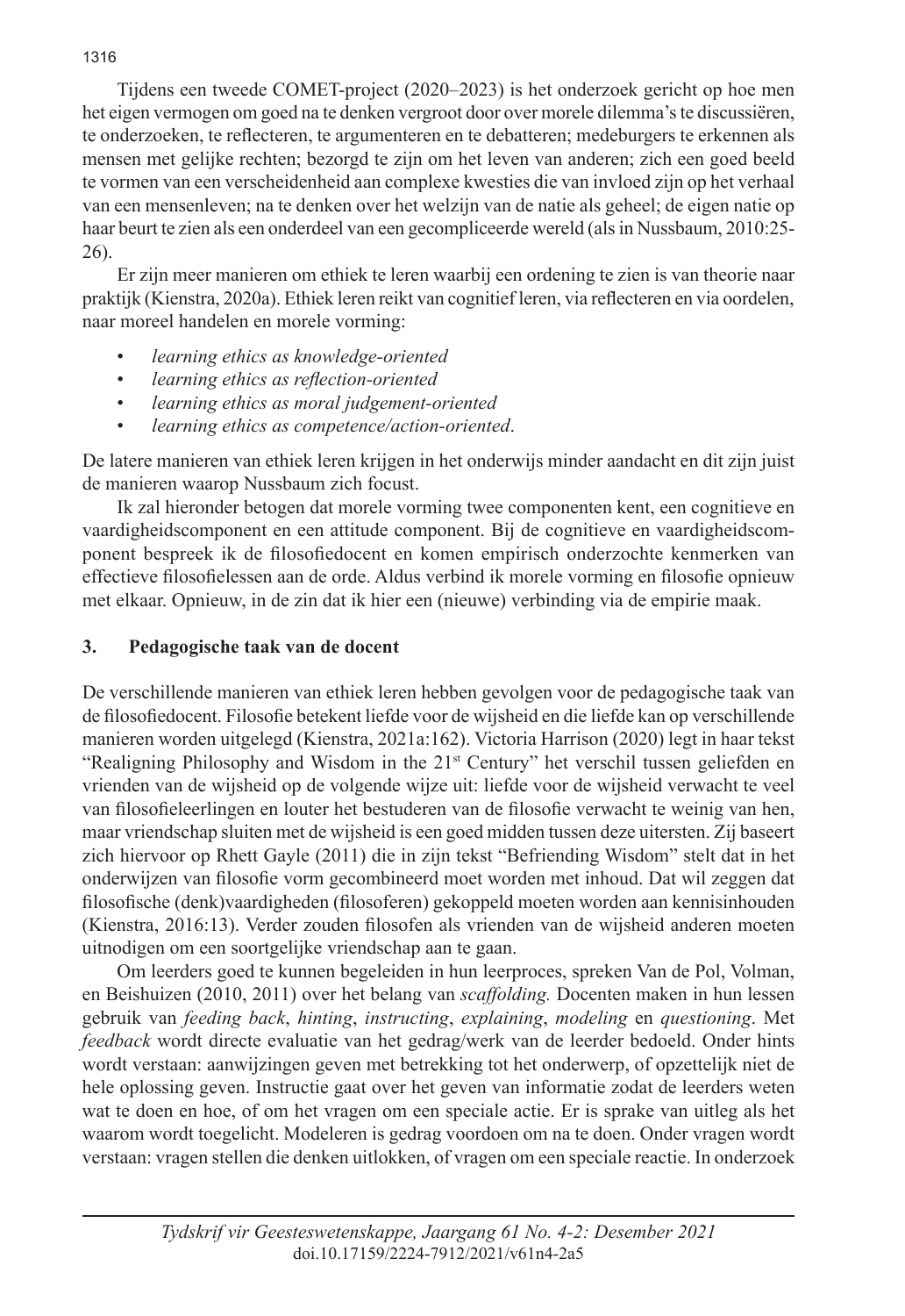Tijdens een tweede COMET-project (2020–2023) is het onderzoek gericht op hoe men het eigen vermogen om goed na te denken vergroot door over morele dilemma's te discussiëren, te onderzoeken, te reflecteren, te argumenteren en te debatteren; medeburgers te erkennen als mensen met gelijke rechten; bezorgd te zijn om het leven van anderen; zich een goed beeld te vormen van een verscheidenheid aan complexe kwesties die van invloed zijn op het verhaal van een mensenleven; na te denken over het welzijn van de natie als geheel; de eigen natie op haar beurt te zien als een onderdeel van een gecompliceerde wereld (als in Nussbaum, 2010:25-26).

Er zijn meer manieren om ethiek te leren waarbij een ordening te zien is van theorie naar praktijk (Kienstra, 2020a). Ethiek leren reikt van cognitief leren, via reflecteren en via oordelen, naar moreel handelen en morele vorming:

- *learning ethics as knowledge-oriented*
- *learning ethics as reflection-oriented*
- *learning ethics as moral judgement-oriented*
- *learning ethics as competence/action-oriented*.

De latere manieren van ethiek leren krijgen in het onderwijs minder aandacht en dit zijn juist de manieren waarop Nussbaum zich focust.

Ik zal hieronder betogen dat morele vorming twee componenten kent, een cognitieve en vaardigheidscomponent en een attitude component. Bij de cognitieve en vaardigheidscomponent bespreek ik de filosofiedocent en komen empirisch onderzochte kenmerken van effectieve filosofielessen aan de orde. Aldus verbind ik morele vorming en filosofie opnieuw met elkaar. Opnieuw, in de zin dat ik hier een (nieuwe) verbinding via de empirie maak.

## 3. Pedagogische taak van de docent

De verschillende manieren van ethiek leren hebben gevolgen voor de pedagogische taak van de filosofiedocent. Filosofie betekent liefde voor de wijsheid en die liefde kan op verschillende manieren worden uitgelegd (Kienstra, 2021a:162). Victoria Harrison (2020) legt in haar tekst "Realigning Philosophy and Wisdom in the 21st Century" het verschil tussen geliefden en vrienden van de wijsheid op de volgende wijze uit: liefde voor de wijsheid verwacht te veel van filosofieleerlingen en louter het bestuderen van de filosofie verwacht te weinig van hen, maar vriendschap sluiten met de wijsheid is een goed midden tussen deze uitersten. Zij baseert zich hiervoor op Rhett Gayle (2011) die in zijn tekst "Befriending Wisdom" stelt dat in het onderwijzen van filosofie vorm gecombineerd moet worden met inhoud. Dat wil zeggen dat filosofische (denk)vaardigheden (filosoferen) gekoppeld moeten worden aan kennisinhouden (Kienstra, 2016:13). Verder zouden filosofen als vrienden van de wijsheid anderen moeten uitnodigen om een soortgelijke vriendschap aan te gaan.

Om leerders goed te kunnen begeleiden in hun leerproces, spreken Van de Pol, Volman, en Beishuizen (2010, 2011) over het belang van *scaffolding.* Docenten maken in hun lessen gebruik van *feeding back*, *hinting*, *instructing*, *explaining*, *modeling* en *questioning*. Met *feedback* wordt directe evaluatie van het gedrag/werk van de leerder bedoeld. Onder hints wordt verstaan: aanwijzingen geven met betrekking tot het onderwerp, of opzettelijk niet de hele oplossing geven. Instructie gaat over het geven van informatie zodat de leerders weten wat te doen en hoe, of om het vragen om een speciale actie. Er is sprake van uitleg als het waarom wordt toegelicht. Modeleren is gedrag voordoen om na te doen. Onder vragen wordt verstaan: vragen stellen die denken uitlokken, of vragen om een speciale reactie. In onderzoek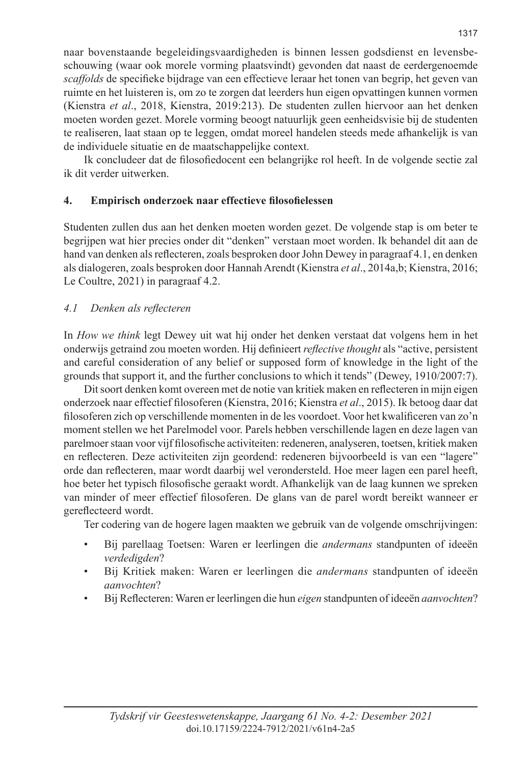naar bovenstaande begeleidingsvaardigheden is binnen lessen godsdienst en levensbeschouwing (waar ook morele vorming plaatsvindt) gevonden dat naast de eerdergenoemde *scaffolds* de specifieke bijdrage van een effectieve leraar het tonen van begrip, het geven van ruimte en het luisteren is, om zo te zorgen dat leerders hun eigen opvattingen kunnen vormen (Kienstra *et al*., 2018, Kienstra, 2019:213). De studenten zullen hiervoor aan het denken moeten worden gezet. Morele vorming beoogt natuurlijk geen eenheidsvisie bij de studenten te realiseren, laat staan op te leggen, omdat moreel handelen steeds mede afhankelijk is van de individuele situatie en de maatschappelijke context.

Ik concludeer dat de filosofiedocent een belangrijke rol heeft. In de volgende sectie zal ik dit verder uitwerken.

## 4. Empirisch onderzoek naar effectieve filosofielessen

Studenten zullen dus aan het denken moeten worden gezet. De volgende stap is om beter te begrijpen wat hier precies onder dit "denken" verstaan moet worden. Ik behandel dit aan de hand van denken als reflecteren, zoals besproken door John Dewey in paragraaf 4.1, en denken als dialogeren, zoals besproken door Hannah Arendt (Kienstra *et al*., 2014a,b; Kienstra, 2016; Le Coultre, 2021) in paragraaf 4.2.

### *4.1 Denken als reflecteren*

In *How we think* legt Dewey uit wat hij onder het denken verstaat dat volgens hem in het onderwijs getraind zou moeten worden. Hij definieert *reflective thought* als "active, persistent and careful consideration of any belief or supposed form of knowledge in the light of the grounds that support it, and the further conclusions to which it tends" (Dewey, 1910/2007:7).

Dit soort denken komt overeen met de notie van kritiek maken en reflecteren in mijn eigen onderzoek naar effectief filosoferen (Kienstra, 2016; Kienstra *et al*., 2015). Ik betoog daar dat filosoferen zich op verschillende momenten in de les voordoet. Voor het kwalificeren van zo'n moment stellen we het Parelmodel voor. Parels hebben verschillende lagen en deze lagen van parelmoer staan voor vijf filosofische activiteiten: redeneren, analyseren, toetsen, kritiek maken en reflecteren. Deze activiteiten zijn geordend: redeneren bijvoorbeeld is van een "lagere" orde dan reflecteren, maar wordt daarbij wel verondersteld. Hoe meer lagen een parel heeft, hoe beter het typisch filosofische geraakt wordt. Afhankelijk van de laag kunnen we spreken van minder of meer effectief filosoferen. De glans van de parel wordt bereikt wanneer er gereflecteerd wordt.

Ter codering van de hogere lagen maakten we gebruik van de volgende omschrijvingen:

- Bij parellaag Toetsen: Waren er leerlingen die *andermans* standpunten of ideeën *verdedigden*?
- Bij Kritiek maken: Waren er leerlingen die *andermans* standpunten of ideeën *aanvochten*?
- Bij Reflecteren: Waren er leerlingen die hun *eigen* standpunten of ideeën *aanvochten*?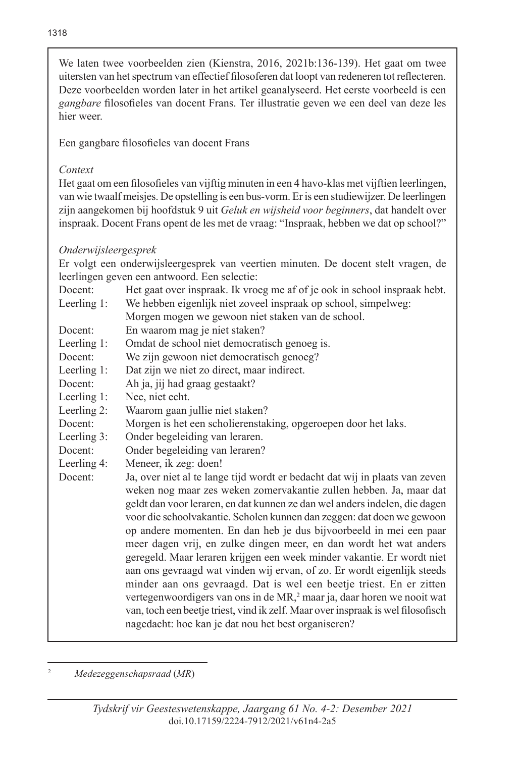We laten twee voorbeelden zien (Kienstra, 2016, 2021b:136-139). Het gaat om twee uitersten van het spectrum van effectief filosoferen dat loopt van redeneren tot reflecteren. Deze voorbeelden worden later in het artikel geanalyseerd. Het eerste voorbeeld is een *gangbare* filosofieles van docent Frans. Ter illustratie geven we een deel van deze les hier weer.

Een gangbare filosofieles van docent Frans

*Context*

Het gaat om een filosofieles van vijftig minuten in een 4 havo-klas met vijftien leerlingen, van wie twaalf meisjes. De opstelling is een bus-vorm. Er is een studiewijzer. De leerlingen zijn aangekomen bij hoofdstuk 9 uit *Geluk en wijsheid voor beginners*, dat handelt over inspraak. Docent Frans opent de les met de vraag: "Inspraak, hebben we dat op school?"

*Onderwijsleergesprek*

Er volgt een onderwijsleergesprek van veertien minuten. De docent stelt vragen, de leerlingen geven een antwoord. Een selectie:

| | |
|---|---|
| Docent: | Het gaat over inspraak. Ik vroeg me af of je ook in school inspraak hebt. |
| Leerling 1: | We hebben eigenlijk niet zoveel inspraak op school, simpelweg: Morgen mogen we gewoon niet staken van de school. |
| Docent: | En waarom mag je niet staken? |
| Leerling 1: | Omdat de school niet democratisch genoeg is. |
| Docent: | We zijn gewoon niet democratisch genoeg? |
| Leerling 1: | Dat zijn we niet zo direct, maar indirect. |
| Docent: | Ah ja, jij had graag gestaakt? |
| Leerling 1: | Nee, niet echt. |
| Leerling 2: | Waarom gaan jullie niet staken? |
| Docent: | Morgen is het een scholierenstaking, opgeroepen door het laks. |
| Leerling 3: | Onder begeleiding van leraren. |
| Docent: | Onder begeleiding van leraren? |
| Leerling 4: | Meneer, ik zeg: doen! |
| Docent: | Ja, over niet al te lange tijd wordt er bedacht dat wij in plaats van zeven weken nog maar zes weken zomervakantie zullen hebben. Ja, maar dat geldt dan voor leraren, en dat kunnen ze dan wel anders indelen, die dagen voor die schoolvakantie. Scholen kunnen dan zeggen: dat doen we gewoon op andere momenten. En dan heb je dus bijvoorbeeld in mei een paar meer dagen vrij, en zulke dingen meer, en dan wordt het wat anders geregeld. Maar leraren krijgen een week minder vakantie. Er wordt niet aan ons gevraagd wat vinden wij ervan, of zo. Er wordt eigenlijk steeds minder aan ons gevraagd. Dat is wel een beetje triest. En er zitten vertegenwoordigers van ons in de MR,[2] maar ja, daar horen we nooit wat van, toch een beetje triest, vind ik zelf. Maar over inspraak is wel filosofisch nagedacht: hoe kan je dat nou het best organiseren? |

[2] *Medezeggenschapsraad* (*MR*)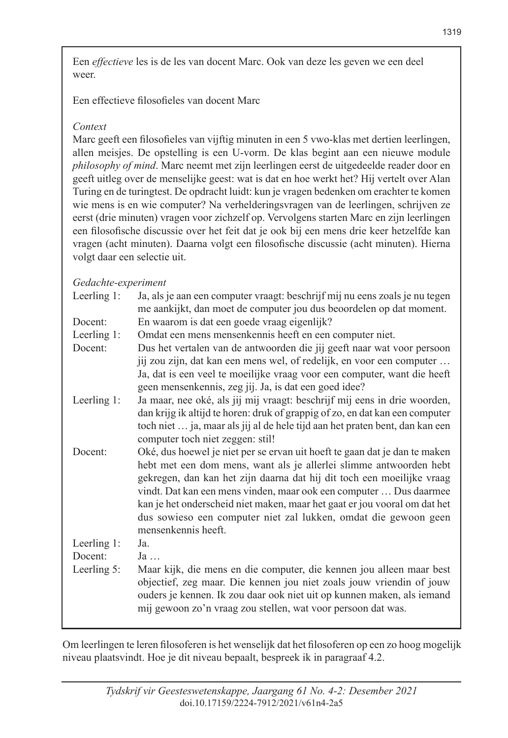Een *effectieve* les is de les van docent Marc. Ook van deze les geven we een deel weer.

Een effectieve filosofieles van docent Marc

*Context*

Marc geeft een filosofieles van vijftig minuten in een 5 vwo-klas met dertien leerlingen, allen meisjes. De opstelling is een U-vorm. De klas begint aan een nieuwe module *philosophy of mind*. Marc neemt met zijn leerlingen eerst de uitgedeelde reader door en geeft uitleg over de menselijke geest: wat is dat en hoe werkt het? Hij vertelt over Alan Turing en de turingtest. De opdracht luidt: kun je vragen bedenken om erachter te komen wie mens is en wie computer? Na verhelderingsvragen van de leerlingen, schrijven ze eerst (drie minuten) vragen voor zichzelf op. Vervolgens starten Marc en zijn leerlingen een filosofische discussie over het feit dat je ook bij een mens drie keer hetzelfde kan vragen (acht minuten). Daarna volgt een filosofische discussie (acht minuten). Hierna volgt daar een selectie uit.

*Gedachte-experiment*

| | |
|---|---|
| Leerling 1: | Ja, als je aan een computer vraagt: beschrijf mij nu eens zoals je nu tegen me aankijkt, dan moet de computer jou dus beoordelen op dat moment. |
| Docent: | En waarom is dat een goede vraag eigenlijk? |
| Leerling 1: | Omdat een mens mensenkennis heeft en een computer niet. |
| Docent: | Dus het vertalen van de antwoorden die jij geeft naar wat voor persoon jij zou zijn, dat kan een mens wel, of redelijk, en voor een computer … Ja, dat is een veel te moeilijke vraag voor een computer, want die heeft geen mensenkennis, zeg jij. Ja, is dat een goed idee? |
| Leerling 1: | Ja maar, nee oké, als jij mij vraagt: beschrijf mij eens in drie woorden, dan krijg ik altijd te horen: druk of grappig of zo, en dat kan een computer toch niet … ja, maar als jij al de hele tijd aan het praten bent, dan kan een computer toch niet zeggen: stil! |
| Docent: | Oké, dus hoewel je niet per se ervan uit hoeft te gaan dat je dan te maken hebt met een dom mens, want als je allerlei slimme antwoorden hebt gekregen, dan kan het zijn daarna dat hij dit toch een moeilijke vraag vindt. Dat kan een mens vinden, maar ook een computer … Dus daarmee kan je het onderscheid niet maken, maar het gaat er jou vooral om dat het dus sowieso een computer niet zal lukken, omdat die gewoon geen mensenkennis heeft. |
| Leerling 1: | Ja. |
| Docent: | Ja … |
| Leerling 5: | Maar kijk, die mens en die computer, die kennen jou alleen maar best objectief, zeg maar. Die kennen jou niet zoals jouw vriendin of jouw ouders je kennen. Ik zou daar ook niet uit op kunnen maken, als iemand mij gewoon zo'n vraag zou stellen, wat voor persoon dat was. |

Om leerlingen te leren filosoferen is het wenselijk dat het filosoferen op een zo hoog mogelijk niveau plaatsvindt. Hoe je dit niveau bepaalt, bespreek ik in paragraaf 4.2.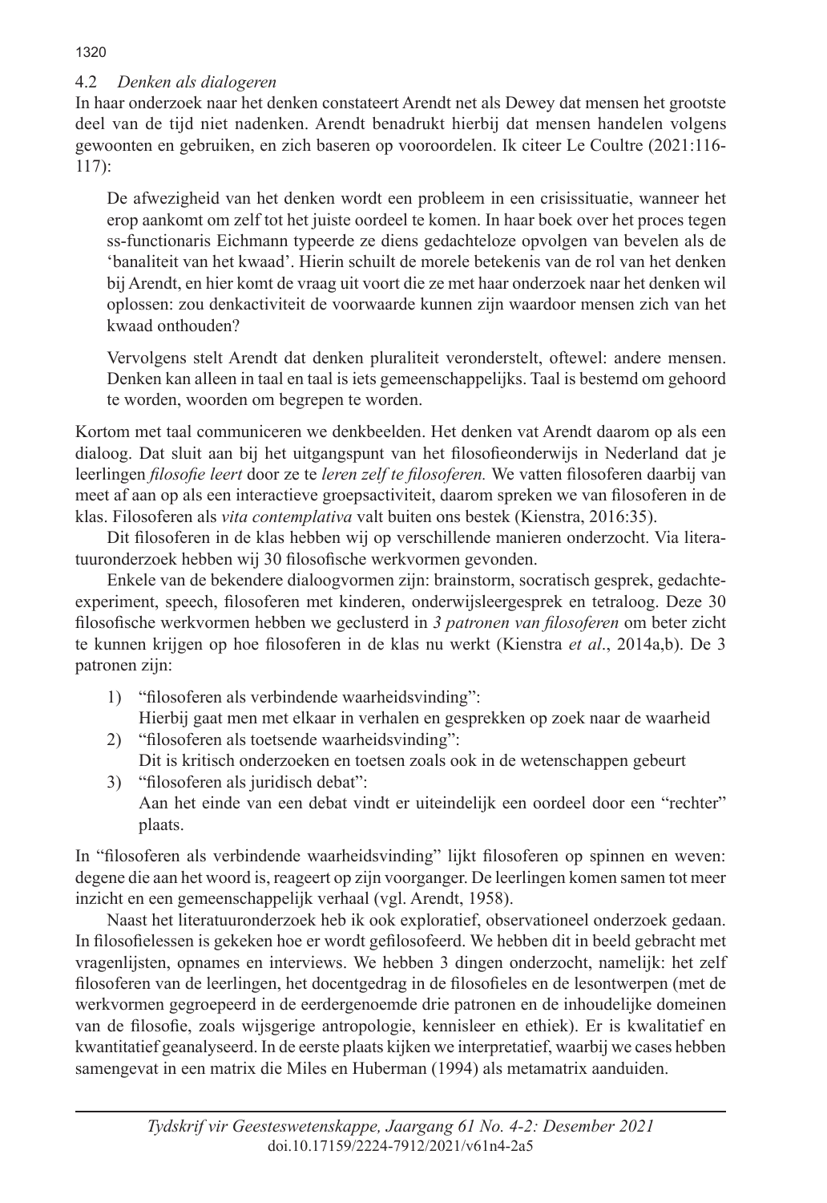### 4.2 *Denken als dialogeren*

In haar onderzoek naar het denken constateert Arendt net als Dewey dat mensen het grootste deel van de tijd niet nadenken. Arendt benadrukt hierbij dat mensen handelen volgens gewoonten en gebruiken, en zich baseren op vooroordelen. Ik citeer Le Coultre (2021:116-117):

> De afwezigheid van het denken wordt een probleem in een crisissituatie, wanneer het erop aankomt om zelf tot het juiste oordeel te komen. In haar boek over het proces tegen ss-functionaris Eichmann typeerde ze diens gedachteloze opvolgen van bevelen als de 'banaliteit van het kwaad'. Hierin schuilt de morele betekenis van de rol van het denken bij Arendt, en hier komt de vraag uit voort die ze met haar onderzoek naar het denken wil oplossen: zou denkactiviteit de voorwaarde kunnen zijn waardoor mensen zich van het kwaad onthouden?
>
> Vervolgens stelt Arendt dat denken pluraliteit veronderstelt, oftewel: andere mensen. Denken kan alleen in taal en taal is iets gemeenschappelijks. Taal is bestemd om gehoord te worden, woorden om begrepen te worden.

Kortom met taal communiceren we denkbeelden. Het denken vat Arendt daarom op als een dialoog. Dat sluit aan bij het uitgangspunt van het filosofieonderwijs in Nederland dat je leerlingen *filosofie leert* door ze te *leren zelf te filosoferen.* We vatten filosoferen daarbij van meet af aan op als een interactieve groepsactiviteit, daarom spreken we van filosoferen in de klas. Filosoferen als *vita contemplativa* valt buiten ons bestek (Kienstra, 2016:35).

Dit filosoferen in de klas hebben wij op verschillende manieren onderzocht. Via literatuuronderzoek hebben wij 30 filosofische werkvormen gevonden.

Enkele van de bekendere dialoogvormen zijn: brainstorm, socratisch gesprek, gedachte-experiment, speech, filosoferen met kinderen, onderwijsleergesprek en tetraloog. Deze 30 filosofische werkvormen hebben we geclusterd in *3 patronen van filosoferen* om beter zicht te kunnen krijgen op hoe filosoferen in de klas nu werkt (Kienstra *et al*., 2014a,b). De 3 patronen zijn:

1) "filosoferen als verbindende waarheidsvinding":
   Hierbij gaat men met elkaar in verhalen en gesprekken op zoek naar de waarheid
2) "filosoferen als toetsende waarheidsvinding":
   Dit is kritisch onderzoeken en toetsen zoals ook in de wetenschappen gebeurt
3) "filosoferen als juridisch debat":
   Aan het einde van een debat vindt er uiteindelijk een oordeel door een "rechter" plaats.

In "filosoferen als verbindende waarheidsvinding" lijkt filosoferen op spinnen en weven: degene die aan het woord is, reageert op zijn voorganger. De leerlingen komen samen tot meer inzicht en een gemeenschappelijk verhaal (vgl. Arendt, 1958).

Naast het literatuuronderzoek heb ik ook exploratief, observationeel onderzoek gedaan. In filosofielessen is gekeken hoe er wordt gefilosofeerd. We hebben dit in beeld gebracht met vragenlijsten, opnames en interviews. We hebben 3 dingen onderzocht, namelijk: het zelf filosoferen van de leerlingen, het docentgedrag in de filosofieles en de lesontwerpen (met de werkvormen gegroepeerd in de eerdergenoemde drie patronen en de inhoudelijke domeinen van de filosofie, zoals wijsgerige antropologie, kennisleer en ethiek). Er is kwalitatief en kwantitatief geanalyseerd. In de eerste plaats kijken we interpretatief, waarbij we cases hebben samengevat in een matrix die Miles en Huberman (1994) als metamatrix aanduiden.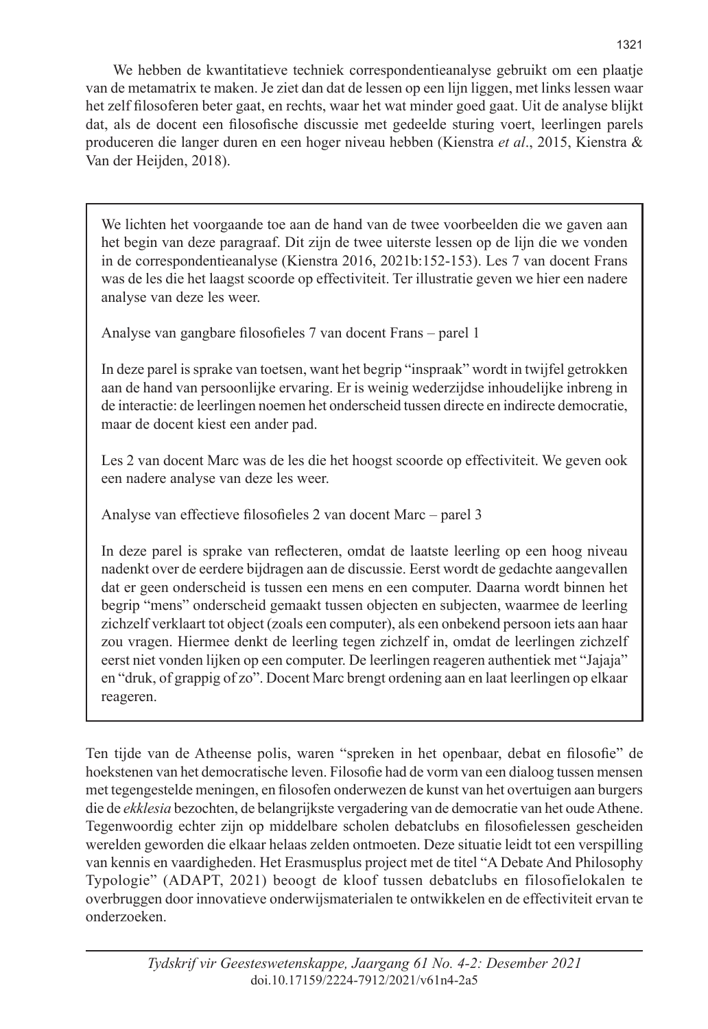We hebben de kwantitatieve techniek correspondentieanalyse gebruikt om een plaatje van de metamatrix te maken. Je ziet dan dat de lessen op een lijn liggen, met links lessen waar het zelf filosoferen beter gaat, en rechts, waar het wat minder goed gaat. Uit de analyse blijkt dat, als de docent een filosofische discussie met gedeelde sturing voert, leerlingen parels produceren die langer duren en een hoger niveau hebben (Kienstra *et al*., 2015, Kienstra & Van der Heijden, 2018).

> We lichten het voorgaande toe aan de hand van de twee voorbeelden die we gaven aan het begin van deze paragraaf. Dit zijn de twee uiterste lessen op de lijn die we vonden in de correspondentieanalyse (Kienstra 2016, 2021b:152-153). Les 7 van docent Frans was de les die het laagst scoorde op effectiviteit. Ter illustratie geven we hier een nadere analyse van deze les weer.
>
> Analyse van gangbare filosofieles 7 van docent Frans – parel 1
>
> In deze parel is sprake van toetsen, want het begrip "inspraak" wordt in twijfel getrokken aan de hand van persoonlijke ervaring. Er is weinig wederzijdse inhoudelijke inbreng in de interactie: de leerlingen noemen het onderscheid tussen directe en indirecte democratie, maar de docent kiest een ander pad.
>
> Les 2 van docent Marc was de les die het hoogst scoorde op effectiviteit. We geven ook een nadere analyse van deze les weer.
>
> Analyse van effectieve filosofieles 2 van docent Marc – parel 3
>
> In deze parel is sprake van reflecteren, omdat de laatste leerling op een hoog niveau nadenkt over de eerdere bijdragen aan de discussie. Eerst wordt de gedachte aangevallen dat er geen onderscheid is tussen een mens en een computer. Daarna wordt binnen het begrip "mens" onderscheid gemaakt tussen objecten en subjecten, waarmee de leerling zichzelf verklaart tot object (zoals een computer), als een onbekend persoon iets aan haar zou vragen. Hiermee denkt de leerling tegen zichzelf in, omdat de leerlingen zichzelf eerst niet vonden lijken op een computer. De leerlingen reageren authentiek met "Jajaja" en "druk, of grappig of zo". Docent Marc brengt ordening aan en laat leerlingen op elkaar reageren.

Ten tijde van de Atheense polis, waren "spreken in het openbaar, debat en filosofie" de hoekstenen van het democratische leven. Filosofie had de vorm van een dialoog tussen mensen met tegengestelde meningen, en filosofen onderwezen de kunst van het overtuigen aan burgers die de *ekklesia* bezochten, de belangrijkste vergadering van de democratie van het oude Athene. Tegenwoordig echter zijn op middelbare scholen debatclubs en filosofielessen gescheiden werelden geworden die elkaar helaas zelden ontmoeten. Deze situatie leidt tot een verspilling van kennis en vaardigheden. Het Erasmusplus project met de titel "A Debate And Philosophy Typologie" (ADAPT, 2021) beoogt de kloof tussen debatclubs en filosofielokalen te overbruggen door innovatieve onderwijsmaterialen te ontwikkelen en de effectiviteit ervan te onderzoeken.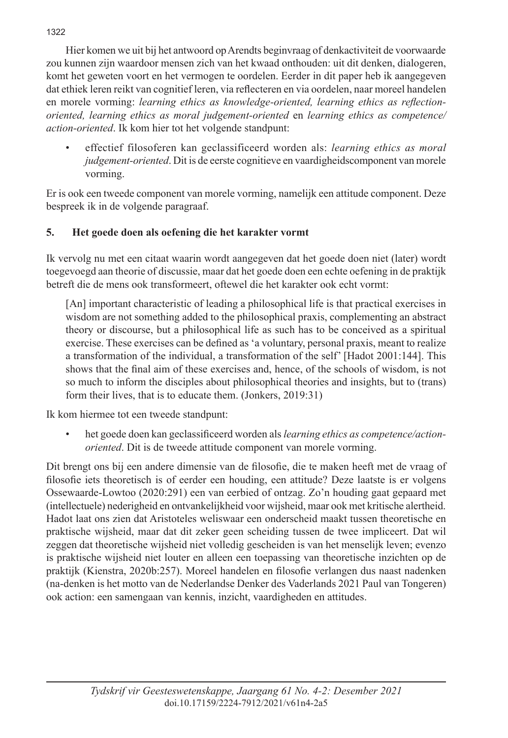Hier komen we uit bij het antwoord op Arendts beginvraag of denkactiviteit de voorwaarde zou kunnen zijn waardoor mensen zich van het kwaad onthouden: uit dit denken, dialogeren, komt het geweten voort en het vermogen te oordelen. Eerder in dit paper heb ik aangegeven dat ethiek leren reikt van cognitief leren, via reflecteren en via oordelen, naar moreel handelen en morele vorming: *learning ethics as knowledge-oriented, learning ethics as reflection-oriented, learning ethics as moral judgement-oriented* en *learning ethics as competence/action-oriented*. Ik kom hier tot het volgende standpunt:

- effectief filosoferen kan geclassificeerd worden als: *learning ethics as moral judgement-oriented*. Dit is de eerste cognitieve en vaardigheidscomponent van morele vorming.

Er is ook een tweede component van morele vorming, namelijk een attitude component. Deze bespreek ik in de volgende paragraaf.

## 5. Het goede doen als oefening die het karakter vormt

Ik vervolg nu met een citaat waarin wordt aangegeven dat het goede doen niet (later) wordt toegevoegd aan theorie of discussie, maar dat het goede doen een echte oefening in de praktijk betreft die de mens ook transformeert, oftewel die het karakter ook echt vormt:

> [An] important characteristic of leading a philosophical life is that practical exercises in wisdom are not something added to the philosophical praxis, complementing an abstract theory or discourse, but a philosophical life as such has to be conceived as a spiritual exercise. These exercises can be defined as 'a voluntary, personal praxis, meant to realize a transformation of the individual, a transformation of the self' [Hadot 2001:144]. This shows that the final aim of these exercises and, hence, of the schools of wisdom, is not so much to inform the disciples about philosophical theories and insights, but to (trans) form their lives, that is to educate them. (Jonkers, 2019:31)

Ik kom hiermee tot een tweede standpunt:

- het goede doen kan geclassificeerd worden als *learning ethics as competence/action-oriented*. Dit is de tweede attitude component van morele vorming.

Dit brengt ons bij een andere dimensie van de filosofie, die te maken heeft met de vraag of filosofie iets theoretisch is of eerder een houding, een attitude? Deze laatste is er volgens Ossewaarde-Lowtoo (2020:291) een van eerbied of ontzag. Zo'n houding gaat gepaard met (intellectuele) nederigheid en ontvankelijkheid voor wijsheid, maar ook met kritische alertheid. Hadot laat ons zien dat Aristoteles weliswaar een onderscheid maakt tussen theoretische en praktische wijsheid, maar dat dit zeker geen scheiding tussen de twee impliceert. Dat wil zeggen dat theoretische wijsheid niet volledig gescheiden is van het menselijk leven; evenzo is praktische wijsheid niet louter en alleen een toepassing van theoretische inzichten op de praktijk (Kienstra, 2020b:257). Moreel handelen en filosofie verlangen dus naast nadenken (na-denken is het motto van de Nederlandse Denker des Vaderlands 2021 Paul van Tongeren) ook action: een samengaan van kennis, inzicht, vaardigheden en attitudes.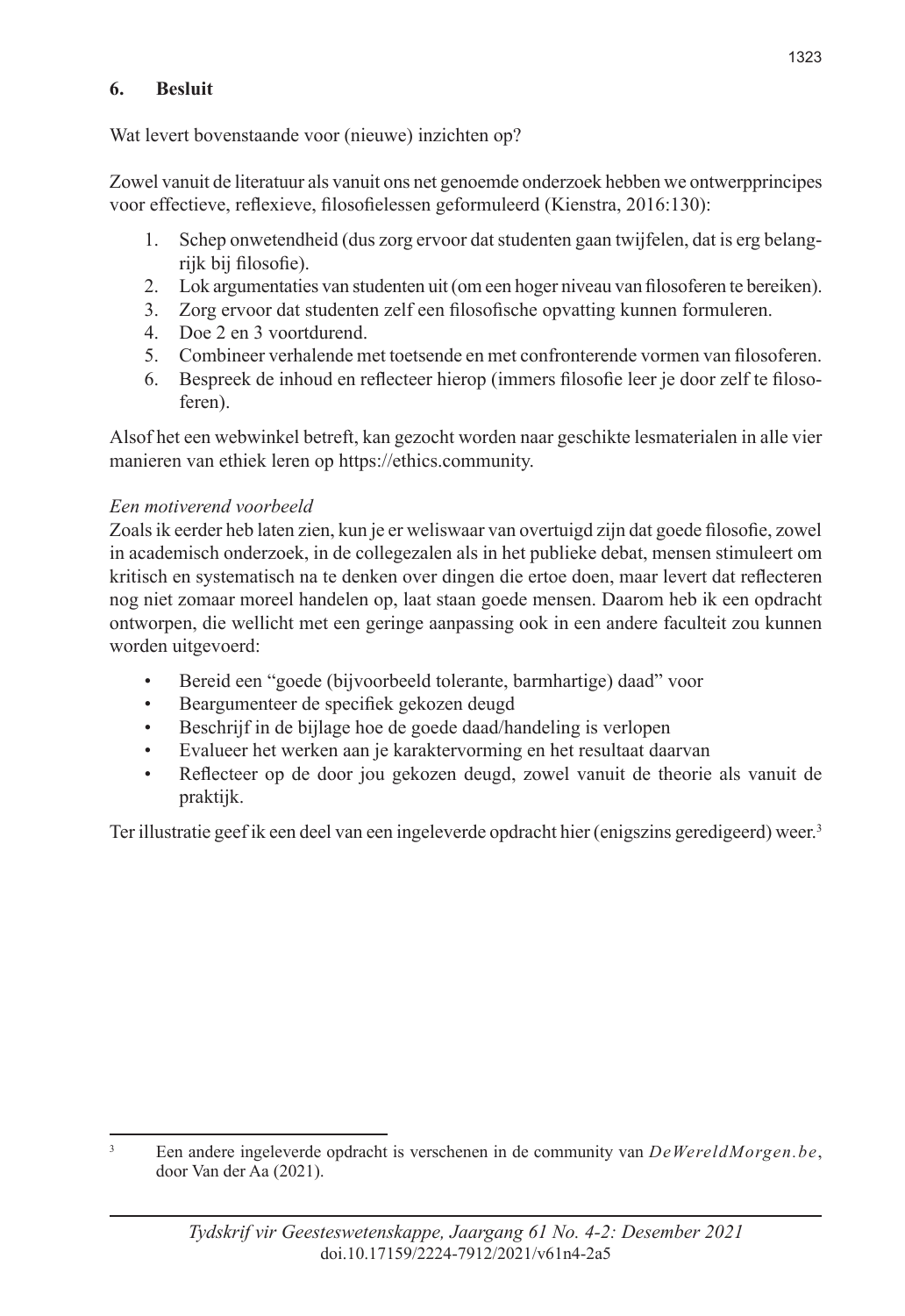## 6. Besluit

Wat levert bovenstaande voor (nieuwe) inzichten op?

Zowel vanuit de literatuur als vanuit ons net genoemde onderzoek hebben we ontwerpprincipes voor effectieve, reflexieve, filosofielessen geformuleerd (Kienstra, 2016:130):

1. Schep onwetendheid (dus zorg ervoor dat studenten gaan twijfelen, dat is erg belangrijk bij filosofie).
2. Lok argumentaties van studenten uit (om een hoger niveau van filosoferen te bereiken).
3. Zorg ervoor dat studenten zelf een filosofische opvatting kunnen formuleren.
4. Doe 2 en 3 voortdurend.
5. Combineer verhalende met toetsende en met confronterende vormen van filosoferen.
6. Bespreek de inhoud en reflecteer hierop (immers filosofie leer je door zelf te filosoferen).

Alsof het een webwinkel betreft, kan gezocht worden naar geschikte lesmaterialen in alle vier manieren van ethiek leren op https://ethics.community.

*Een motiverend voorbeeld*

Zoals ik eerder heb laten zien, kun je er weliswaar van overtuigd zijn dat goede filosofie, zowel in academisch onderzoek, in de collegezalen als in het publieke debat, mensen stimuleert om kritisch en systematisch na te denken over dingen die ertoe doen, maar levert dat reflecteren nog niet zomaar moreel handelen op, laat staan goede mensen. Daarom heb ik een opdracht ontworpen, die wellicht met een geringe aanpassing ook in een andere faculteit zou kunnen worden uitgevoerd:

- Bereid een "goede (bijvoorbeeld tolerante, barmhartige) daad" voor
- Beargumenteer de specifiek gekozen deugd
- Beschrijf in de bijlage hoe de goede daad/handeling is verlopen
- Evalueer het werken aan je karaktervorming en het resultaat daarvan
- Reflecteer op de door jou gekozen deugd, zowel vanuit de theorie als vanuit de praktijk.

Ter illustratie geef ik een deel van een ingeleverde opdracht hier (enigszins geredigeerd) weer.[3]

---

[3] Een andere ingeleverde opdracht is verschenen in de community van *DeWereldMorgen.be*, door Van der Aa (2021).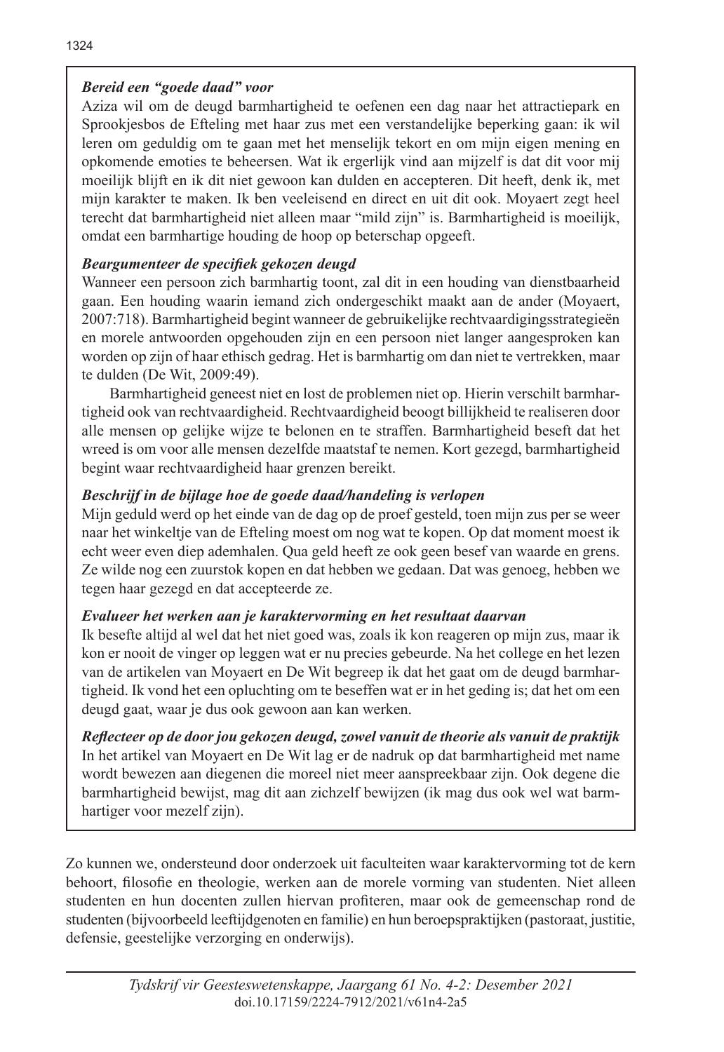***Bereid een "goede daad" voor***

Aziza wil om de deugd barmhartigheid te oefenen een dag naar het attractiepark en Sprookjesbos de Efteling met haar zus met een verstandelijke beperking gaan: ik wil leren om geduldig om te gaan met het menselijk tekort en om mijn eigen mening en opkomende emoties te beheersen. Wat ik ergerlijk vind aan mijzelf is dat dit voor mij moeilijk blijft en ik dit niet gewoon kan dulden en accepteren. Dit heeft, denk ik, met mijn karakter te maken. Ik ben veeleisend en direct en uit dit ook. Moyaert zegt heel terecht dat barmhartigheid niet alleen maar "mild zijn" is. Barmhartigheid is moeilijk, omdat een barmhartige houding de hoop op beterschap opgeeft.

***Beargumenteer de specifiek gekozen deugd***

Wanneer een persoon zich barmhartig toont, zal dit in een houding van dienstbaarheid gaan. Een houding waarin iemand zich ondergeschikt maakt aan de ander (Moyaert, 2007:718). Barmhartigheid begint wanneer de gebruikelijke rechtvaardigingsstrategieën en morele antwoorden opgehouden zijn en een persoon niet langer aangesproken kan worden op zijn of haar ethisch gedrag. Het is barmhartig om dan niet te vertrekken, maar te dulden (De Wit, 2009:49).

Barmhartigheid geneest niet en lost de problemen niet op. Hierin verschilt barmhartigheid ook van rechtvaardigheid. Rechtvaardigheid beoogt billijkheid te realiseren door alle mensen op gelijke wijze te belonen en te straffen. Barmhartigheid beseft dat het wreed is om voor alle mensen dezelfde maatstaf te nemen. Kort gezegd, barmhartigheid begint waar rechtvaardigheid haar grenzen bereikt.

***Beschrijf in de bijlage hoe de goede daad/handeling is verlopen***

Mijn geduld werd op het einde van de dag op de proef gesteld, toen mijn zus per se weer naar het winkeltje van de Efteling moest om nog wat te kopen. Op dat moment moest ik echt weer even diep ademhalen. Qua geld heeft ze ook geen besef van waarde en grens. Ze wilde nog een zuurstok kopen en dat hebben we gedaan. Dat was genoeg, hebben we tegen haar gezegd en dat accepteerde ze.

***Evalueer het werken aan je karaktervorming en het resultaat daarvan***

Ik besefte altijd al wel dat het niet goed was, zoals ik kon reageren op mijn zus, maar ik kon er nooit de vinger op leggen wat er nu precies gebeurde. Na het college en het lezen van de artikelen van Moyaert en De Wit begreep ik dat het gaat om de deugd barmhartigheid. Ik vond het een opluchting om te beseffen wat er in het geding is; dat het om een deugd gaat, waar je dus ook gewoon aan kan werken.

***Reflecteer op de door jou gekozen deugd, zowel vanuit de theorie als vanuit de praktijk***

In het artikel van Moyaert en De Wit lag er de nadruk op dat barmhartigheid met name wordt bewezen aan diegenen die moreel niet meer aanspreekbaar zijn. Ook degene die barmhartigheid bewijst, mag dit aan zichzelf bewijzen (ik mag dus ook wel wat barmhartiger voor mezelf zijn).

Zo kunnen we, ondersteund door onderzoek uit faculteiten waar karaktervorming tot de kern behoort, filosofie en theologie, werken aan de morele vorming van studenten. Niet alleen studenten en hun docenten zullen hiervan profiteren, maar ook de gemeenschap rond de studenten (bijvoorbeeld leeftijdgenoten en familie) en hun beroepspraktijken (pastoraat, justitie, defensie, geestelijke verzorging en onderwijs).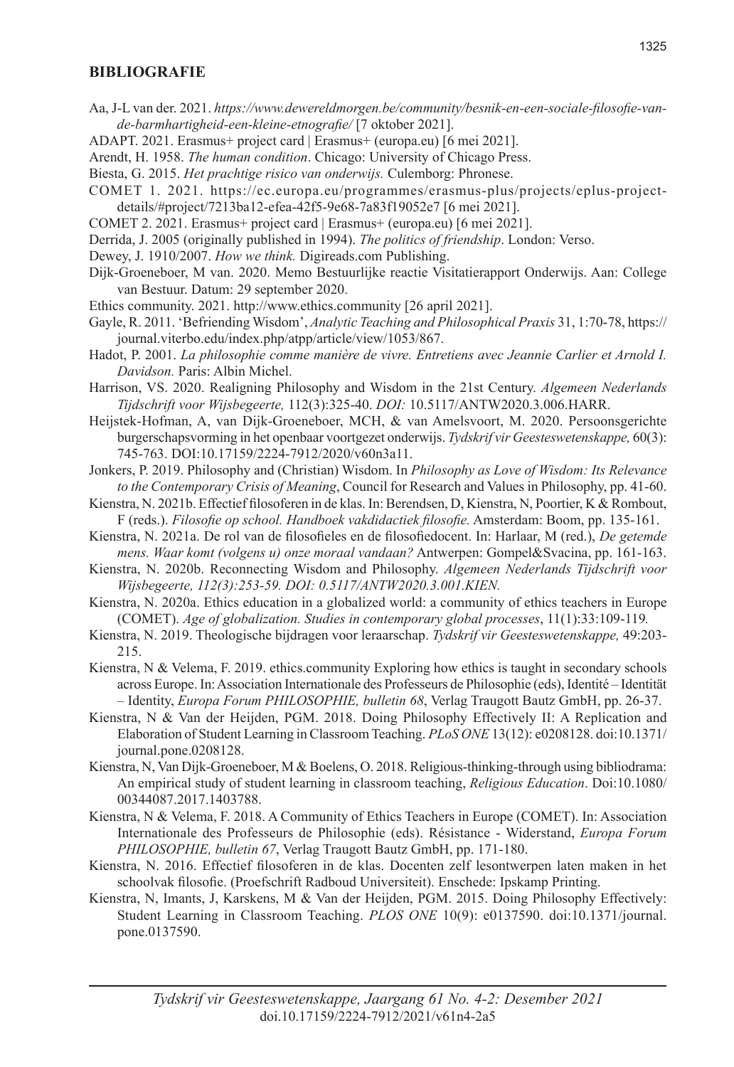## BIBLIOGRAFIE

Aa, J-L van der. 2021. *https://www.dewereldmorgen.be/community/besnik-en-een-sociale-filosofie-van-de-barmhartigheid-een-kleine-etnografie/* [7 oktober 2021].

ADAPT. 2021. Erasmus+ project card | Erasmus+ (europa.eu) [6 mei 2021].

Arendt, H. 1958. *The human condition*. Chicago: University of Chicago Press.

Biesta, G. 2015. *Het prachtige risico van onderwijs.* Culemborg: Phronese.

COMET 1. 2021. https://ec.europa.eu/programmes/erasmus-plus/projects/eplus-project-details/#project/7213ba12-efea-42f5-9e68-7a83f19052e7 [6 mei 2021].

COMET 2. 2021. Erasmus+ project card | Erasmus+ (europa.eu) [6 mei 2021].

Derrida, J. 2005 (originally published in 1994). *The politics of friendship*. London: Verso.

Dewey, J. 1910/2007. *How we think.* Digireads.com Publishing.

Dijk-Groeneboer, M van. 2020. Memo Bestuurlijke reactie Visitatierapport Onderwijs. Aan: College van Bestuur. Datum: 29 september 2020.

Ethics community. 2021. http://www.ethics.community [26 april 2021].

Gayle, R. 2011. 'Befriending Wisdom', *Analytic Teaching and Philosophical Praxis* 31, 1:70-78, https://journal.viterbo.edu/index.php/atpp/article/view/1053/867.

Hadot, P. 2001. *La philosophie comme manière de vivre. Entretiens avec Jeannie Carlier et Arnold I. Davidson.* Paris: Albin Michel.

Harrison, VS. 2020. Realigning Philosophy and Wisdom in the 21st Century. *Algemeen Nederlands Tijdschrift voor Wijsbegeerte,* 112(3):325-40. *DOI:* 10.5117/ANTW2020.3.006.HARR.

Heijstek-Hofman, A, van Dijk-Groeneboer, MCH, & van Amelsvoort, M. 2020. Persoonsgerichte burgerschapsvorming in het openbaar voortgezet onderwijs. *Tydskrif vir Geesteswetenskappe,* 60(3): 745-763. DOI:10.17159/2224-7912/2020/v60n3a11.

Jonkers, P. 2019. Philosophy and (Christian) Wisdom. In *Philosophy as Love of Wisdom: Its Relevance to the Contemporary Crisis of Meaning*, Council for Research and Values in Philosophy, pp. 41-60.

Kienstra, N. 2021b. Effectief filosoferen in de klas. In: Berendsen, D, Kienstra, N, Poortier, K & Rombout, F (reds.). *Filosofie op school. Handboek vakdidactiek filosofie.* Amsterdam: Boom, pp. 135-161.

Kienstra, N. 2021a. De rol van de filosofieles and de filosofiedocent. In: Harlaar, M (red.), *De getemde mens. Waar komt (volgens u) onze moraal vandaan?* Antwerpen: Gompel&Svacina, pp. 161-163.

Kienstra, N. 2020b. Reconnecting Wisdom and Philosophy. *Algemeen Nederlands Tijdschrift voor Wijsbegeerte, 112(3):253-59. DOI: 0.5117/ANTW2020.3.001.KIEN.*

Kienstra, N. 2020a. Ethics education in a globalized world: a community of ethics teachers in Europe (COMET). *Age of globalization. Studies in contemporary global processes*, 11(1):33:109-119*.*

Kienstra, N. 2019. Theologische bijdragen voor leraarschap. *Tydskrif vir Geesteswetenskappe,* 49:203-215.

Kienstra, N & Velema, F. 2019. ethics.community Exploring how ethics is taught in secondary schools across Europe. In: Association Internationale des Professeurs de Philosophie (eds), Identité – Identität – Identity, *Europa Forum PHILOSOPHIE, bulletin 68*, Verlag Traugott Bautz GmbH, pp. 26-37.

Kienstra, N & Van der Heijden, PGM. 2018. Doing Philosophy Effectively II: A Replication and Elaboration of Student Learning in Classroom Teaching. *PLoS ONE* 13(12): e0208128. doi:10.1371/journal.pone.0208128.

Kienstra, N, Van Dijk-Groeneboer, M & Boelens, O. 2018. Religious-thinking-through using bibliodrama: An empirical study of student learning in classroom teaching, *Religious Education*. Doi:10.1080/00344087.2017.1403788.

Kienstra, N & Velema, F. 2018. A Community of Ethics Teachers in Europe (COMET). In: Association Internationale des Professeurs de Philosophie (eds). Résistance - Widerstand, *Europa Forum PHILOSOPHIE, bulletin 67*, Verlag Traugott Bautz GmbH, pp. 171-180.

Kienstra, N. 2016. Effectief filosoferen in de klas. Docenten zelf lesontwerpen laten maken in het schoolvak filosofie. (Proefschrift Radboud Universiteit). Enschede: Ipskamp Printing.

Kienstra, N, Imants, J, Karskens, M & Van der Heijden, PGM. 2015. Doing Philosophy Effectively: Student Learning in Classroom Teaching. *PLOS ONE* 10(9): e0137590. doi:10.1371/journal.pone.0137590.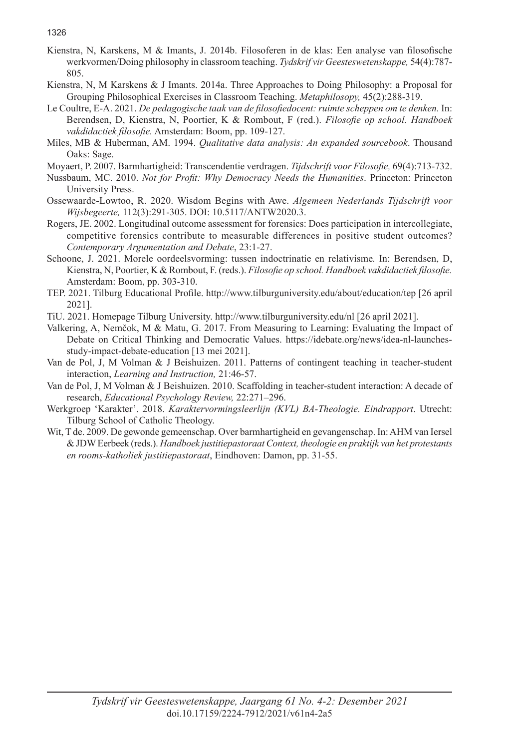Kienstra, N, Karskens, M & Imants, J. 2014b. Filosoferen in de klas: Een analyse van filosofische werkvormen/Doing philosophy in classroom teaching. *Tydskrif vir Geesteswetenskappe,* 54(4):787-805.

Kienstra, N, M Karskens & J Imants. 2014a. Three Approaches to Doing Philosophy: a Proposal for Grouping Philosophical Exercises in Classroom Teaching. *Metaphilosopy,* 45(2):288-319.

Le Coultre, E-A. 2021. *De pedagogische taak van de filosofiedocent: ruimte scheppen om te denken.* In: Berendsen, D, Kienstra, N, Poortier, K & Rombout, F (red.). *Filosofie op school. Handboek vakdidactiek filosofie.* Amsterdam: Boom, pp. 109-127.

Miles, MB & Huberman, AM. 1994. *Qualitative data analysis: An expanded sourcebook*. Thousand Oaks: Sage.

Moyaert, P. 2007. Barmhartigheid: Transcendentie verdragen. *Tijdschrift voor Filosofie,* 69(4):713-732.

Nussbaum, MC. 2010. *Not for Profit: Why Democracy Needs the Humanities*. Princeton: Princeton University Press.

Ossewaarde-Lowtoo, R. 2020. Wisdom Begins with Awe. *Algemeen Nederlands Tijdschrift voor Wijsbegeerte,* 112(3):291-305. DOI: 10.5117/ANTW2020.3.

Rogers, JE. 2002. Longitudinal outcome assessment for forensics: Does participation in intercollegiate, competitive forensics contribute to measurable differences in positive student outcomes? *Contemporary Argumentation and Debate*, 23:1-27.

Schoone, J. 2021. Morele oordeelsvorming: tussen indoctrinatie en relativisme*.* In: Berendsen, D, Kienstra, N, Poortier, K & Rombout, F. (reds.). *Filosofie op school. Handboek vakdidactiek filosofie.* Amsterdam: Boom, pp. 303-310.

TEP. 2021. Tilburg Educational Profile. http://www.tilburguniversity.edu/about/education/tep [26 april 2021].

TiU. 2021. Homepage Tilburg University. http://www.tilburguniversity.edu/nl [26 april 2021].

Valkering, A, Nemčok, M & Matu, G. 2017. From Measuring to Learning: Evaluating the Impact of Debate on Critical Thinking and Democratic Values. https://idebate.org/news/idea-nl-launches-study-impact-debate-education [13 mei 2021].

Van de Pol, J, M Volman & J Beishuizen. 2011. Patterns of contingent teaching in teacher-student interaction, *Learning and Instruction,* 21:46-57.

Van de Pol, J, M Volman & J Beishuizen. 2010. Scaffolding in teacher-student interaction: A decade of research, *Educational Psychology Review,* 22:271–296.

Werkgroep 'Karakter'. 2018. *Karaktervormingsleerlijn (KVL) BA-Theologie. Eindrapport*. Utrecht: Tilburg School of Catholic Theology.

Wit, T de. 2009. De gewonde gemeenschap. Over barmhartigheid en gevangenschap. In: AHM van Iersel & JDW Eerbeek (reds.). *Handboek justitiepastoraat Context, theologie en praktijk van het protestants en rooms-katholiek justitiepastoraat*, Eindhoven: Damon, pp. 31-55.